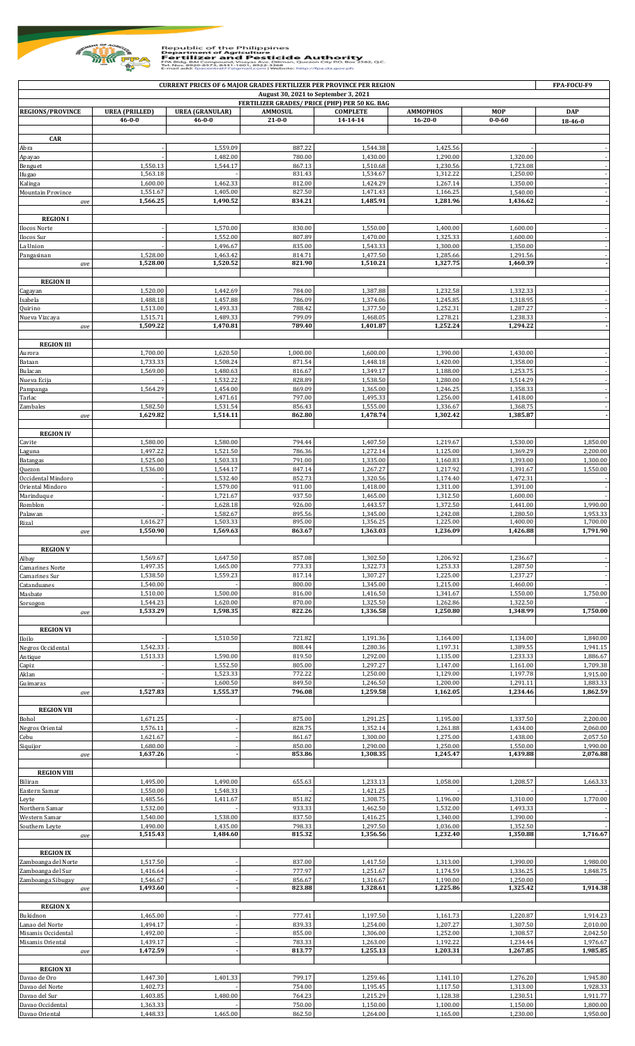Republic of the Philippines
Department of Agriculture
**Fertilizer and Pesticide Authority**
FPA Bldg. BAI Compound, Visayas Ave. Diliman, Quezon City P.O. Box 2582, Q.C.
Tel. Nos. 8920-8573, 8441-1601, 8922-3368
E-mail add: fpacentral7@gmail.com | Website: http://fpa.da.gov.ph

**CURRENT PRICES OF 6 MAJOR GRADES FERTILIZER PER PROVINCE PER REGION** — FPA-FOCU-F9

**August 30, 2021 to September 3, 2021**

**FERTILIZER GRADES/ PRICE (PHP) PER 50 KG. BAG**

| REGIONS/PROVINCE | UREA (PRILLED) 46-0-0 | UREA (GRANULAR) 46-0-0 | AMMOSUL 21-0-0 | COMPLETE 14-14-14 | AMMOPHOS 16-20-0 | MOP 0-0-60 | DAP 18-46-0 |
|---|---|---|---|---|---|---|---|
| **CAR** | | | | | | | |
| Abra | - | 1,559.09 | 887.22 | 1,544.38 | 1,425.56 | - | - |
| Apayao | - | 1,482.00 | 780.00 | 1,430.00 | 1,290.00 | 1,320.00 | - |
| Benguet | 1,550.13 | 1,544.17 | 867.13 | 1,510.68 | 1,230.56 | 1,723.08 | - |
| Ifugao | 1,563.18 | - | 831.43 | 1,534.67 | 1,312.22 | 1,250.00 | - |
| Kalinga | 1,600.00 | 1,462.33 | 812.00 | 1,424.29 | 1,267.14 | 1,350.00 | - |
| Mountain Province | 1,551.67 | 1,405.00 | 827.50 | 1,471.43 | 1,166.25 | 1,540.00 | - |
| *ave* | **1,566.25** | **1,490.52** | **834.21** | **1,485.91** | **1,281.96** | **1,436.62** | **-** |
| **REGION I** | | | | | | | |
| Ilocos Norte | - | 1,570.00 | 830.00 | 1,550.00 | 1,400.00 | 1,600.00 | - |
| Ilocos Sur | - | 1,552.00 | 807.89 | 1,470.00 | 1,325.33 | 1,600.00 | - |
| La Union | - | 1,496.67 | 835.00 | 1,543.33 | 1,300.00 | 1,350.00 | - |
| Pangasinan | 1,528.00 | 1,463.42 | 814.71 | 1,477.50 | 1,285.66 | 1,291.56 | - |
| *ave* | **1,528.00** | **1,520.52** | **821.90** | **1,510.21** | **1,327.75** | **1,460.39** | **-** |
| **REGION II** | | | | | | | |
| Cagayan | 1,520.00 | 1,442.69 | 784.00 | 1,387.88 | 1,232.58 | 1,332.33 | - |
| Isabela | 1,488.18 | 1,457.88 | 786.09 | 1,374.06 | 1,245.85 | 1,318.95 | - |
| Quirino | 1,513.00 | 1,493.33 | 788.42 | 1,377.50 | 1,252.31 | 1,287.27 | - |
| Nueva Vizcaya | 1,515.71 | 1,489.33 | 799.09 | 1,468.05 | 1,278.21 | 1,238.33 | - |
| *ave* | **1,509.22** | **1,470.81** | **789.40** | **1,401.87** | **1,252.24** | **1,294.22** | **-** |
| **REGION III** | | | | | | | |
| Aurora | 1,700.00 | 1,620.50 | 1,000.00 | 1,600.00 | 1,390.00 | 1,430.00 | - |
| Bataan | 1,733.33 | 1,508.24 | 871.54 | 1,448.18 | 1,420.00 | 1,358.00 | - |
| Bulacan | 1,569.00 | 1,480.63 | 816.67 | 1,349.17 | 1,188.00 | 1,253.75 | - |
| Nueva Ecija | - | 1,532.22 | 828.89 | 1,538.50 | 1,280.00 | 1,514.29 | - |
| Pampanga | 1,564.29 | 1,454.00 | 869.09 | 1,365.00 | 1,246.25 | 1,358.33 | - |
| Tarlac | - | 1,471.61 | 797.00 | 1,495.33 | 1,256.00 | 1,418.00 | - |
| Zambales | 1,582.50 | 1,531.54 | 856.43 | 1,555.00 | 1,336.67 | 1,368.75 | - |
| *ave* | **1,629.82** | **1,514.11** | **862.80** | **1,478.74** | **1,302.42** | **1,385.87** | **-** |
| **REGION IV** | | | | | | | |
| Cavite | 1,580.00 | 1,580.00 | 794.44 | 1,407.50 | 1,219.67 | 1,530.00 | 1,850.00 |
| Laguna | 1,497.22 | 1,521.50 | 786.36 | 1,272.14 | 1,125.00 | 1,369.29 | 2,200.00 |
| Batangas | 1,525.00 | 1,503.33 | 791.00 | 1,335.00 | 1,160.83 | 1,393.00 | 1,300.00 |
| Quezon | 1,536.00 | 1,544.17 | 847.14 | 1,267.27 | 1,217.92 | 1,391.67 | 1,550.00 |
| Occidental Mindoro | - | 1,532.40 | 852.73 | 1,320.56 | 1,174.40 | 1,472.31 | - |
| Oriental Mindoro | - | 1,579.00 | 911.00 | 1,418.00 | 1,311.00 | 1,391.00 | - |
| Marinduque | - | 1,721.67 | 937.50 | 1,465.00 | 1,312.50 | 1,600.00 | - |
| Romblon | - | 1,628.18 | 926.00 | 1,443.57 | 1,372.50 | 1,441.00 | 1,990.00 |
| Palawan | - | 1,582.67 | 895.56 | 1,345.00 | 1,242.08 | 1,280.50 | 1,953.33 |
| Rizal | 1,616.27 | 1,503.33 | 895.00 | 1,356.25 | 1,225.00 | 1,400.00 | 1,700.00 |
| *ave* | **1,550.90** | **1,569.63** | **863.67** | **1,363.03** | **1,236.09** | **1,426.88** | **1,791.90** |
| **REGION V** | | | | | | | |
| Albay | 1,569.67 | 1,647.50 | 857.08 | 1,302.50 | 1,206.92 | 1,236.67 | - |
| Camarines Norte | 1,497.35 | 1,665.00 | 773.33 | 1,322.73 | 1,253.33 | 1,287.50 | - |
| Camarines Sur | 1,538.50 | 1,559.23 | 817.14 | 1,307.27 | 1,225.00 | 1,237.27 | - |
| Catanduanes | 1,540.00 | - | 800.00 | 1,345.00 | 1,215.00 | 1,460.00 | - |
| Masbate | 1,510.00 | 1,500.00 | 816.00 | 1,416.50 | 1,341.67 | 1,550.00 | 1,750.00 |
| Sorsogon | 1,544.23 | 1,620.00 | 870.00 | 1,325.50 | 1,262.86 | 1,322.50 | - |
| *ave* | **1,533.29** | **1,598.35** | **822.26** | **1,336.58** | **1,250.80** | **1,348.99** | **1,750.00** |
| **REGION VI** | | | | | | | |
| Iloilo | - | 1,510.50 | 721.82 | 1,191.36 | 1,164.00 | 1,134.00 | 1,840.00 |
| Negros Occidental | 1,542.33 | - | 808.44 | 1,280.36 | 1,197.31 | 1,389.55 | 1,941.15 |
| Antique | 1,513.33 | 1,590.00 | 819.50 | 1,292.00 | 1,135.00 | 1,233.33 | 1,886.67 |
| Capiz | - | 1,552.50 | 805.00 | 1,297.27 | 1,147.00 | 1,161.00 | 1,709.38 |
| Aklan | - | 1,523.33 | 772.22 | 1,250.00 | 1,129.00 | 1,197.78 | 1,915.00 |
| Guimaras | - | 1,600.50 | 849.50 | 1,246.50 | 1,200.00 | 1,291.11 | 1,883.33 |
| *ave* | **1,527.83** | **1,555.37** | **796.08** | **1,259.58** | **1,162.05** | **1,234.46** | **1,862.59** |
| **REGION VII** | | | | | | | |
| Bohol | 1,671.25 | - | 875.00 | 1,291.25 | 1,195.00 | 1,337.50 | 2,200.00 |
| Negros Oriental | 1,576.11 | - | 828.75 | 1,352.14 | 1,261.88 | 1,434.00 | 2,060.00 |
| Cebu | 1,621.67 | - | 861.67 | 1,300.00 | 1,275.00 | 1,438.00 | 2,057.50 |
| Siquijor | 1,680.00 | - | 850.00 | 1,290.00 | 1,250.00 | 1,550.00 | 1,990.00 |
| *ave* | **1,637.26** | **-** | **853.86** | **1,308.35** | **1,245.47** | **1,439.88** | **2,076.88** |
| **REGION VIII** | | | | | | | |
| Biliran | 1,495.00 | 1,490.00 | 655.63 | 1,233.13 | 1,058.00 | 1,208.57 | 1,663.33 |
| Eastern Samar | 1,550.00 | 1,548.33 | - | 1,421.25 | - | - | - |
| Leyte | 1,485.56 | 1,411.67 | 851.82 | 1,308.75 | 1,196.00 | 1,310.00 | 1,770.00 |
| Northern Samar | 1,532.00 | - | 933.33 | 1,462.50 | 1,532.00 | 1,493.33 | - |
| Western Samar | 1,540.00 | 1,538.00 | 837.50 | 1,416.25 | 1,340.00 | 1,390.00 | - |
| Southern Leyte | 1,490.00 | 1,435.00 | 798.33 | 1,297.50 | 1,036.00 | 1,352.50 | - |
| *ave* | **1,515.43** | **1,484.60** | **815.32** | **1,356.56** | **1,232.40** | **1,350.88** | **1,716.67** |
| **REGION IX** | | | | | | | |
| Zamboanga del Norte | 1,517.50 | - | 837.00 | 1,417.50 | 1,313.00 | 1,390.00 | 1,980.00 |
| Zamboanga del Sur | 1,416.64 | - | 777.97 | 1,251.67 | 1,174.59 | 1,336.25 | 1,848.75 |
| Zamboanga Sibugay | 1,546.67 | - | 856.67 | 1,316.67 | 1,190.00 | 1,250.00 | - |
| *ave* | **1,493.60** | **-** | **823.88** | **1,328.61** | **1,225.86** | **1,325.42** | **1,914.38** |
| **REGION X** | | | | | | | |
| Bukidnon | 1,465.00 | - | 777.41 | 1,197.50 | 1,161.73 | 1,220.87 | 1,914.23 |
| Lanao del Norte | 1,494.17 | - | 839.33 | 1,254.00 | 1,207.27 | 1,307.50 | 2,010.00 |
| Misamis Occidental | 1,492.00 | - | 855.00 | 1,306.00 | 1,252.00 | 1,308.57 | 2,042.50 |
| Misamis Oriental | 1,439.17 | - | 783.33 | 1,263.00 | 1,192.22 | 1,234.44 | 1,976.67 |
| *ave* | **1,472.59** | **-** | **813.77** | **1,255.13** | **1,203.31** | **1,267.85** | **1,985.85** |
| **REGION XI** | | | | | | | |
| Davao de Oro | 1,447.30 | 1,401.33 | 799.17 | 1,259.46 | 1,141.10 | 1,276.20 | 1,945.80 |
| Davao del Norte | 1,402.73 | - | 754.00 | 1,195.45 | 1,117.50 | 1,313.00 | 1,928.33 |
| Davao del Sur | 1,403.85 | 1,480.00 | 764.23 | 1,215.29 | 1,128.38 | 1,230.51 | 1,911.77 |
| Davao Occidental | 1,363.33 | - | 750.00 | 1,150.00 | 1,100.00 | 1,150.00 | 1,800.00 |
| Davao Oriental | 1,448.33 | 1,465.00 | 862.50 | 1,264.00 | 1,165.00 | 1,230.00 | 1,950.00 |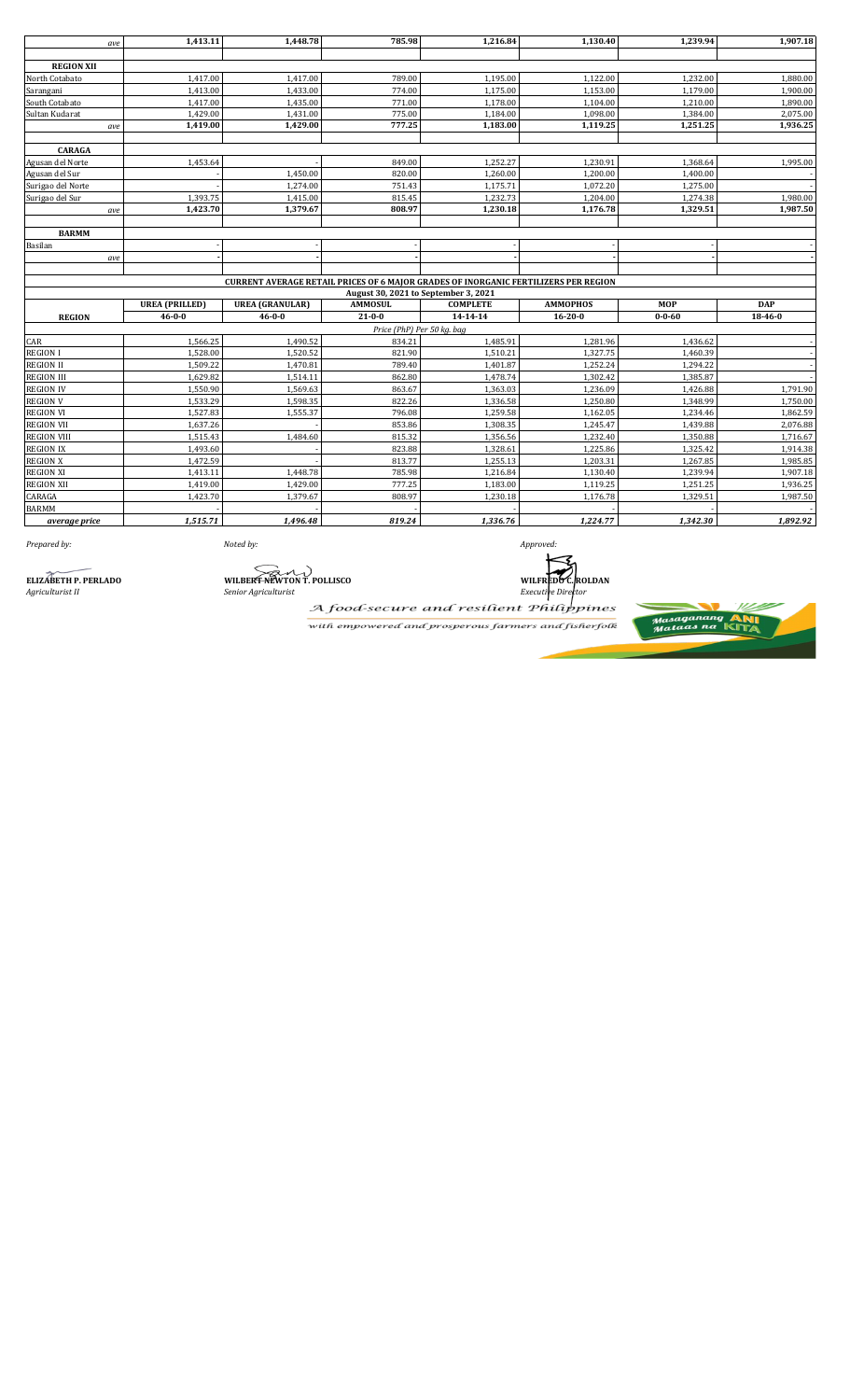| | | | | | | | |
|---|---|---|---|---|---|---|---|
| *ave* | **1,413.11** | **1,448.78** | **785.98** | **1,216.84** | **1,130.40** | **1,239.94** | **1,907.18** |
| | | | | | | | |
| **REGION XII** | | | | | | | |
| North Cotabato | 1,417.00 | 1,417.00 | 789.00 | 1,195.00 | 1,122.00 | 1,232.00 | 1,880.00 |
| Sarangani | 1,413.00 | 1,433.00 | 774.00 | 1,175.00 | 1,153.00 | 1,179.00 | 1,900.00 |
| South Cotabato | 1,417.00 | 1,435.00 | 771.00 | 1,178.00 | 1,104.00 | 1,210.00 | 1,890.00 |
| Sultan Kudarat | 1,429.00 | 1,431.00 | 775.00 | 1,184.00 | 1,098.00 | 1,384.00 | 2,075.00 |
| *ave* | **1,419.00** | **1,429.00** | **777.25** | **1,183.00** | **1,119.25** | **1,251.25** | **1,936.25** |
| | | | | | | | |
| **CARAGA** | | | | | | | |
| Agusan del Norte | 1,453.64 | - | 849.00 | 1,252.27 | 1,230.91 | 1,368.64 | 1,995.00 |
| Agusan del Sur | - | 1,450.00 | 820.00 | 1,260.00 | 1,200.00 | 1,400.00 | - |
| Surigao del Norte | - | 1,274.00 | 751.43 | 1,175.71 | 1,072.20 | 1,275.00 | - |
| Surigao del Sur | 1,393.75 | 1,415.00 | 815.45 | 1,232.73 | 1,204.00 | 1,274.38 | 1,980.00 |
| *ave* | **1,423.70** | **1,379.67** | **808.97** | **1,230.18** | **1,176.78** | **1,329.51** | **1,987.50** |
| | | | | | | | |
| **BARMM** | | | | | | | |
| Basilan | - | - | - | - | - | - | - |
| *ave* | - | - | - | - | - | - | - |

**CURRENT AVERAGE RETAIL PRICES OF 6 MAJOR GRADES OF INORGANIC FERTILIZERS PER REGION**

**August 30, 2021 to September 3, 2021**

| **REGION** | **UREA (PRILLED)** 46-0-0 | **UREA (GRANULAR)** 46-0-0 | **AMMOSUL** 21-0-0 | **COMPLETE** 14-14-14 | **AMMOPHOS** 16-20-0 | **MOP** 0-0-60 | **DAP** 18-46-0 |
|---|---|---|---|---|---|---|---|
| | *Price (PhP) Per 50 kg. bag* | | | | | | |
| CAR | 1,566.25 | 1,490.52 | 834.21 | 1,485.91 | 1,281.96 | 1,436.62 | - |
| REGION I | 1,528.00 | 1,520.52 | 821.90 | 1,510.21 | 1,327.75 | 1,460.39 | - |
| REGION II | 1,509.22 | 1,470.81 | 789.40 | 1,401.87 | 1,252.24 | 1,294.22 | - |
| REGION III | 1,629.82 | 1,514.11 | 862.80 | 1,478.74 | 1,302.42 | 1,385.87 | - |
| REGION IV | 1,550.90 | 1,569.63 | 863.67 | 1,363.03 | 1,236.09 | 1,426.88 | 1,791.90 |
| REGION V | 1,533.29 | 1,598.35 | 822.26 | 1,336.58 | 1,250.80 | 1,348.99 | 1,750.00 |
| REGION VI | 1,527.83 | 1,555.37 | 796.08 | 1,259.58 | 1,162.05 | 1,234.46 | 1,862.59 |
| REGION VII | 1,637.26 | - | 853.86 | 1,308.35 | 1,245.47 | 1,439.88 | 2,076.88 |
| REGION VIII | 1,515.43 | 1,484.60 | 815.32 | 1,356.56 | 1,232.40 | 1,350.88 | 1,716.67 |
| REGION IX | 1,493.60 | - | 823.88 | 1,328.61 | 1,225.86 | 1,325.42 | 1,914.38 |
| REGION X | 1,472.59 | - | 813.77 | 1,255.13 | 1,203.31 | 1,267.85 | 1,985.85 |
| REGION XI | 1,413.11 | 1,448.78 | 785.98 | 1,216.84 | 1,130.40 | 1,239.94 | 1,907.18 |
| REGION XII | 1,419.00 | 1,429.00 | 777.25 | 1,183.00 | 1,119.25 | 1,251.25 | 1,936.25 |
| CARAGA | 1,423.70 | 1,379.67 | 808.97 | 1,230.18 | 1,176.78 | 1,329.51 | 1,987.50 |
| BARMM | - | - | - | - | - | - | - |
| ***average price*** | ***1,515.71*** | ***1,496.48*** | ***819.24*** | ***1,336.76*** | ***1,224.77*** | ***1,342.30*** | ***1,892.92*** |

*Prepared by:*

**ELIZABETH P. PERLADO**
*Agriculturist II*

*Noted by:*

**WILBERT NEWTON T. POLLISCO**
*Senior Agriculturist*

*Approved:*

**WILFREDO C. ROLDAN**
*Executive Director*

*A food-secure and resilient Philippines with empowered and prosperous farmers and fisherfolk*

Masaganang ANI Mataas na KITA